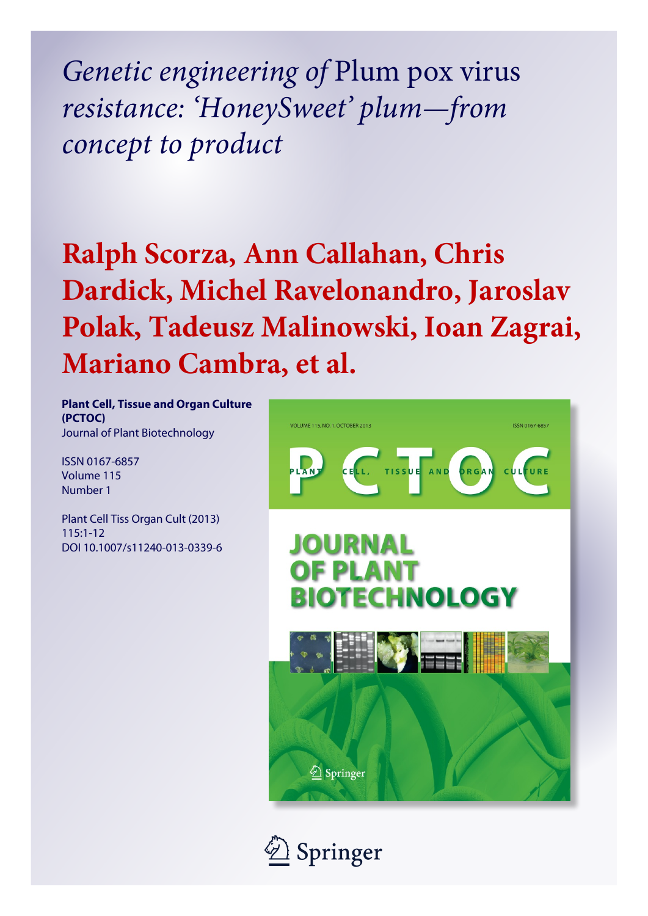# *Genetic engineering of* Plum pox virus *resistance: 'HoneySweet' plum—from concept to product*

## Ralph Scorza, Ann Callahan, Chris Dardick, Michel Ravelonandro, Jaroslav Polak, Tadeusz Malinowski, Ioan Zagrai, Mariano Cambra, et al.

**Plant Cell, Tissue and Organ Culture (PCTOC)**
Journal of Plant Biotechnology

ISSN 0167-6857
Volume 115
Number 1

Plant Cell Tiss Organ Cult (2013)
115:1-12
DOI 10.1007/s11240-013-0339-6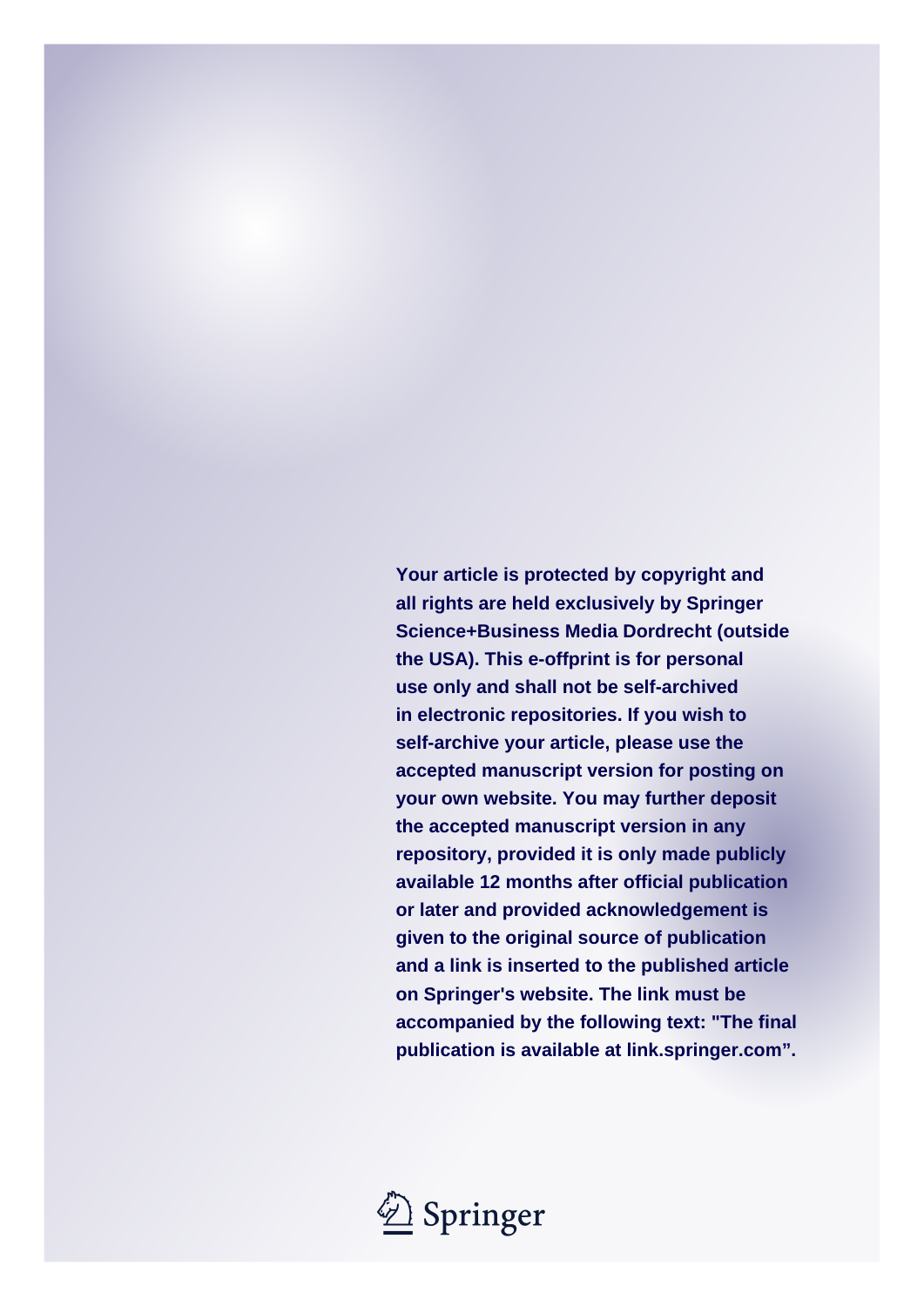Your article is protected by copyright and all rights are held exclusively by Springer Science+Business Media Dordrecht (outside the USA). This e-offprint is for personal use only and shall not be self-archived in electronic repositories. If you wish to self-archive your article, please use the accepted manuscript version for posting on your own website. You may further deposit the accepted manuscript version in any repository, provided it is only made publicly available 12 months after official publication or later and provided acknowledgement is given to the original source of publication and a link is inserted to the published article on Springer's website. The link must be accompanied by the following text: "The final publication is available at link.springer.com".

Springer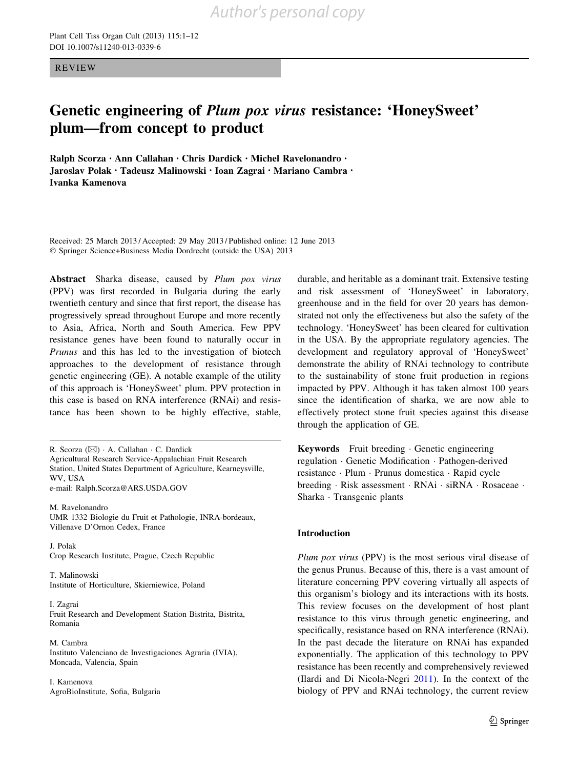Author's personal copy

REVIEW

# Genetic engineering of *Plum pox virus* resistance: 'HoneySweet' plum—from concept to product

Ralph Scorza · Ann Callahan · Chris Dardick · Michel Ravelonandro · Jaroslav Polak · Tadeusz Malinowski · Ioan Zagrai · Mariano Cambra · Ivanka Kamenova

Received: 25 March 2013 / Accepted: 29 May 2013 / Published online: 12 June 2013
© Springer Science+Business Media Dordrecht (outside the USA) 2013

**Abstract** Sharka disease, caused by *Plum pox virus* (PPV) was first recorded in Bulgaria during the early twentieth century and since that first report, the disease has progressively spread throughout Europe and more recently to Asia, Africa, North and South America. Few PPV resistance genes have been found to naturally occur in *Prunus* and this has led to the investigation of biotech approaches to the development of resistance through genetic engineering (GE). A notable example of the utility of this approach is 'HoneySweet' plum. PPV protection in this case is based on RNA interference (RNAi) and resistance has been shown to be highly effective, stable, durable, and heritable as a dominant trait. Extensive testing and risk assessment of 'HoneySweet' in laboratory, greenhouse and in the field for over 20 years has demonstrated not only the effectiveness but also the safety of the technology. 'HoneySweet' has been cleared for cultivation in the USA. By the appropriate regulatory agencies. The development and regulatory approval of 'HoneySweet' demonstrate the ability of RNAi technology to contribute to the sustainability of stone fruit production in regions impacted by PPV. Although it has taken almost 100 years since the identification of sharka, we are now able to effectively protect stone fruit species against this disease through the application of GE.

**Keywords** Fruit breeding · Genetic engineering regulation · Genetic Modification · Pathogen-derived resistance · Plum · Prunus domestica · Rapid cycle breeding · Risk assessment · RNAi · siRNA · Rosaceae · Sharka · Transgenic plants

R. Scorza (✉) · A. Callahan · C. Dardick
Agricultural Research Service-Appalachian Fruit Research Station, United States Department of Agriculture, Kearneysville, WV, USA
e-mail: Ralph.Scorza@ARS.USDA.GOV

M. Ravelonandro
UMR 1332 Biologie du Fruit et Pathologie, INRA-bordeaux, Villenave D'Ornon Cedex, France

J. Polak
Crop Research Institute, Prague, Czech Republic

T. Malinowski
Institute of Horticulture, Skierniewice, Poland

I. Zagrai
Fruit Research and Development Station Bistrita, Bistrita, Romania

M. Cambra
Instituto Valenciano de Investigaciones Agraria (IVIA), Moncada, Valencia, Spain

I. Kamenova
AgroBioInstitute, Sofia, Bulgaria

## Introduction

*Plum pox virus* (PPV) is the most serious viral disease of the genus Prunus. Because of this, there is a vast amount of literature concerning PPV covering virtually all aspects of this organism's biology and its interactions with its hosts. This review focuses on the development of host plant resistance to this virus through genetic engineering, and specifically, resistance based on RNA interference (RNAi). In the past decade the literature on RNAi has expanded exponentially. The application of this technology to PPV resistance has been recently and comprehensively reviewed (Ilardi and Di Nicola-Negri 2011). In the context of the biology of PPV and RNAi technology, the current review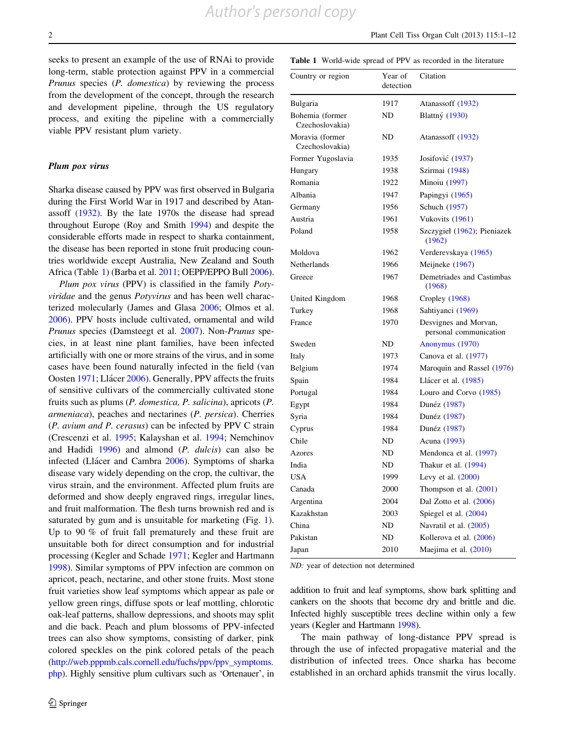seeks to present an example of the use of RNAi to provide long-term, stable protection against PPV in a commercial *Prunus* species (*P. domestica*) by reviewing the process from the development of the concept, through the research and development pipeline, through the US regulatory process, and exiting the pipeline with a commercially viable PPV resistant plum variety.

### *Plum pox virus*

Sharka disease caused by PPV was first observed in Bulgaria during the First World War in 1917 and described by Atanassoff (1932). By the late 1970s the disease had spread throughout Europe (Roy and Smith 1994) and despite the considerable efforts made in respect to sharka containment, the disease has been reported in stone fruit producing countries worldwide except Australia, New Zealand and South Africa (Table 1) (Barba et al. 2011; OEPP/EPPO Bull 2006).

*Plum pox virus* (PPV) is classified in the family *Potyviridae* and the genus *Potyvirus* and has been well characterized molecularly (James and Glasa 2006; Olmos et al. 2006). PPV hosts include cultivated, ornamental and wild *Prunus* species (Damsteegt et al. 2007). Non-*Prunus* species, in at least nine plant families, have been infected artificially with one or more strains of the virus, and in some cases have been found naturally infected in the field (van Oosten 1971; Llácer 2006). Generally, PPV affects the fruits of sensitive cultivars of the commercially cultivated stone fruits such as plums (*P. domestica, P. salicina*), apricots (*P. armeniaca*), peaches and nectarines (*P. persica*). Cherries (*P. avium and P. cerasus*) can be infected by PPV C strain (Crescenzi et al. 1995; Kalayshan et al. 1994; Nemchinov and Hadidi 1996) and almond (*P. dulcis*) can also be infected (Llácer and Cambra 2006). Symptoms of sharka disease vary widely depending on the crop, the cultivar, the virus strain, and the environment. Affected plum fruits are deformed and show deeply engraved rings, irregular lines, and fruit malformation. The flesh turns brownish red and is saturated by gum and is unsuitable for marketing (Fig. 1). Up to 90 % of fruit fall prematurely and these fruit are unsuitable both for direct consumption and for industrial processing (Kegler and Schade 1971; Kegler and Hartmann 1998). Similar symptoms of PPV infection are common on apricot, peach, nectarine, and other stone fruits. Most stone fruit varieties show leaf symptoms which appear as pale or yellow green rings, diffuse spots or leaf mottling, chlorotic oak-leaf patterns, shallow depressions, and shoots may split and die back. Peach and plum blossoms of PPV-infected trees can also show symptoms, consisting of darker, pink colored speckles on the pink colored petals of the peach (http://web.pppmb.cals.cornell.edu/fuchs/ppv/ppv_symptoms.php). Highly sensitive plum cultivars such as 'Ortenauer', in addition to fruit and leaf symptoms, show bark splitting and cankers on the shoots that become dry and brittle and die. Infected highly susceptible trees decline within only a few years (Kegler and Hartmann 1998).

The main pathway of long-distance PPV spread is through the use of infected propagative material and the distribution of infected trees. Once sharka has become established in an orchard aphids transmit the virus locally.

**Table 1** World-wide spread of PPV as recorded in the literature

| Country or region | Year of detection | Citation |
|---|---|---|
| Bulgaria | 1917 | Atanassoff (1932) |
| Bohemia (former Czechoslovakia) | ND | Blattný (1930) |
| Moravia (former Czechoslovakia) | ND | Atanassoff (1932) |
| Former Yugoslavia | 1935 | Josifović (1937) |
| Hungary | 1938 | Szirmai (1948) |
| Romania | 1922 | Minoiu (1997) |
| Albania | 1947 | Papingyi (1965) |
| Germany | 1956 | Schuch (1957) |
| Austria | 1961 | Vukovits (1961) |
| Poland | 1958 | Szczygieł (1962); Pieniazek (1962) |
| Moldova | 1962 | Verderevskaya (1965) |
| Netherlands | 1966 | Meijneke (1967) |
| Greece | 1967 | Demetriades and Castimbas (1968) |
| United Kingdom | 1968 | Cropley (1968) |
| Turkey | 1968 | Sahtiyanci (1969) |
| France | 1970 | Desvignes and Morvan, personal communication |
| Sweden | ND | Anonymus (1970) |
| Italy | 1973 | Canova et al. (1977) |
| Belgium | 1974 | Maroquin and Rassel (1976) |
| Spain | 1984 | Llácer et al. (1985) |
| Portugal | 1984 | Louro and Corvo (1985) |
| Egypt | 1984 | Dunéz (1987) |
| Syria | 1984 | Dunéz (1987) |
| Cyprus | 1984 | Dunéz (1987) |
| Chile | ND | Acuna (1993) |
| Azores | ND | Mendonca et al. (1997) |
| India | ND | Thakur et al. (1994) |
| USA | 1999 | Levy et al. (2000) |
| Canada | 2000 | Thompson et al. (2001) |
| Argentina | 2004 | Dal Zotto et al. (2006) |
| Kazakhstan | 2003 | Spiegel et al. (2004) |
| China | ND | Navratil et al. (2005) |
| Pakistan | ND | Kollerova et al. (2006) |
| Japan | 2010 | Maejima et al. (2010) |

*ND:* year of detection not determined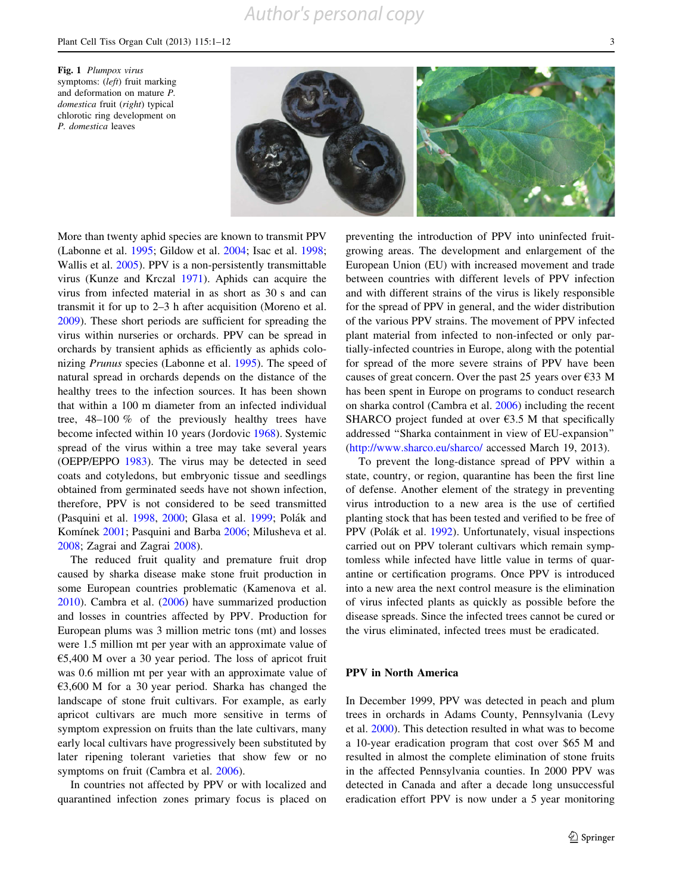**Fig. 1** *Plumpox virus* symptoms: (*left*) fruit marking and deformation on mature *P. domestica* fruit (*right*) typical chlorotic ring development on *P. domestica* leaves

More than twenty aphid species are known to transmit PPV (Labonne et al. 1995; Gildow et al. 2004; Isac et al. 1998; Wallis et al. 2005). PPV is a non-persistently transmittable virus (Kunze and Krczal 1971). Aphids can acquire the virus from infected material in as short as 30 s and can transmit it for up to 2–3 h after acquisition (Moreno et al. 2009). These short periods are sufficient for spreading the virus within nurseries or orchards. PPV can be spread in orchards by transient aphids as efficiently as aphids colonizing *Prunus* species (Labonne et al. 1995). The speed of natural spread in orchards depends on the distance of the healthy trees to the infection sources. It has been shown that within a 100 m diameter from an infected individual tree, 48–100 % of the previously healthy trees have become infected within 10 years (Jordovic 1968). Systemic spread of the virus within a tree may take several years (OEPP/EPPO 1983). The virus may be detected in seed coats and cotyledons, but embryonic tissue and seedlings obtained from germinated seeds have not shown infection, therefore, PPV is not considered to be seed transmitted (Pasquini et al. 1998, 2000; Glasa et al. 1999; Polák and Komínek 2001; Pasquini and Barba 2006; Milusheva et al. 2008; Zagrai and Zagrai 2008).

The reduced fruit quality and premature fruit drop caused by sharka disease make stone fruit production in some European countries problematic (Kamenova et al. 2010). Cambra et al. (2006) have summarized production and losses in countries affected by PPV. Production for European plums was 3 million metric tons (mt) and losses were 1.5 million mt per year with an approximate value of €5,400 M over a 30 year period. The loss of apricot fruit was 0.6 million mt per year with an approximate value of €3,600 M for a 30 year period. Sharka has changed the landscape of stone fruit cultivars. For example, as early apricot cultivars are much more sensitive in terms of symptom expression on fruits than the late cultivars, many early local cultivars have progressively been substituted by later ripening tolerant varieties that show few or no symptoms on fruit (Cambra et al. 2006).

In countries not affected by PPV or with localized and quarantined infection zones primary focus is placed on preventing the introduction of PPV into uninfected fruit-growing areas. The development and enlargement of the European Union (EU) with increased movement and trade between countries with different levels of PPV infection and with different strains of the virus is likely responsible for the spread of PPV in general, and the wider distribution of the various PPV strains. The movement of PPV infected plant material from infected to non-infected or only partially-infected countries in Europe, along with the potential for spread of the more severe strains of PPV have been causes of great concern. Over the past 25 years over €33 M has been spent in Europe on programs to conduct research on sharka control (Cambra et al. 2006) including the recent SHARCO project funded at over €3.5 M that specifically addressed "Sharka containment in view of EU-expansion" (http://www.sharco.eu/sharco/ accessed March 19, 2013).

To prevent the long-distance spread of PPV within a state, country, or region, quarantine has been the first line of defense. Another element of the strategy in preventing virus introduction to a new area is the use of certified planting stock that has been tested and verified to be free of PPV (Polák et al. 1992). Unfortunately, visual inspections carried out on PPV tolerant cultivars which remain symptomless while infected have little value in terms of quarantine or certification programs. Once PPV is introduced into a new area the next control measure is the elimination of virus infected plants as quickly as possible before the disease spreads. Since the infected trees cannot be cured or the virus eliminated, infected trees must be eradicated.

## PPV in North America

In December 1999, PPV was detected in peach and plum trees in orchards in Adams County, Pennsylvania (Levy et al. 2000). This detection resulted in what was to become a 10-year eradication program that cost over $65 M and resulted in almost the complete elimination of stone fruits in the affected Pennsylvania counties. In 2000 PPV was detected in Canada and after a decade long unsuccessful eradication effort PPV is now under a 5 year monitoring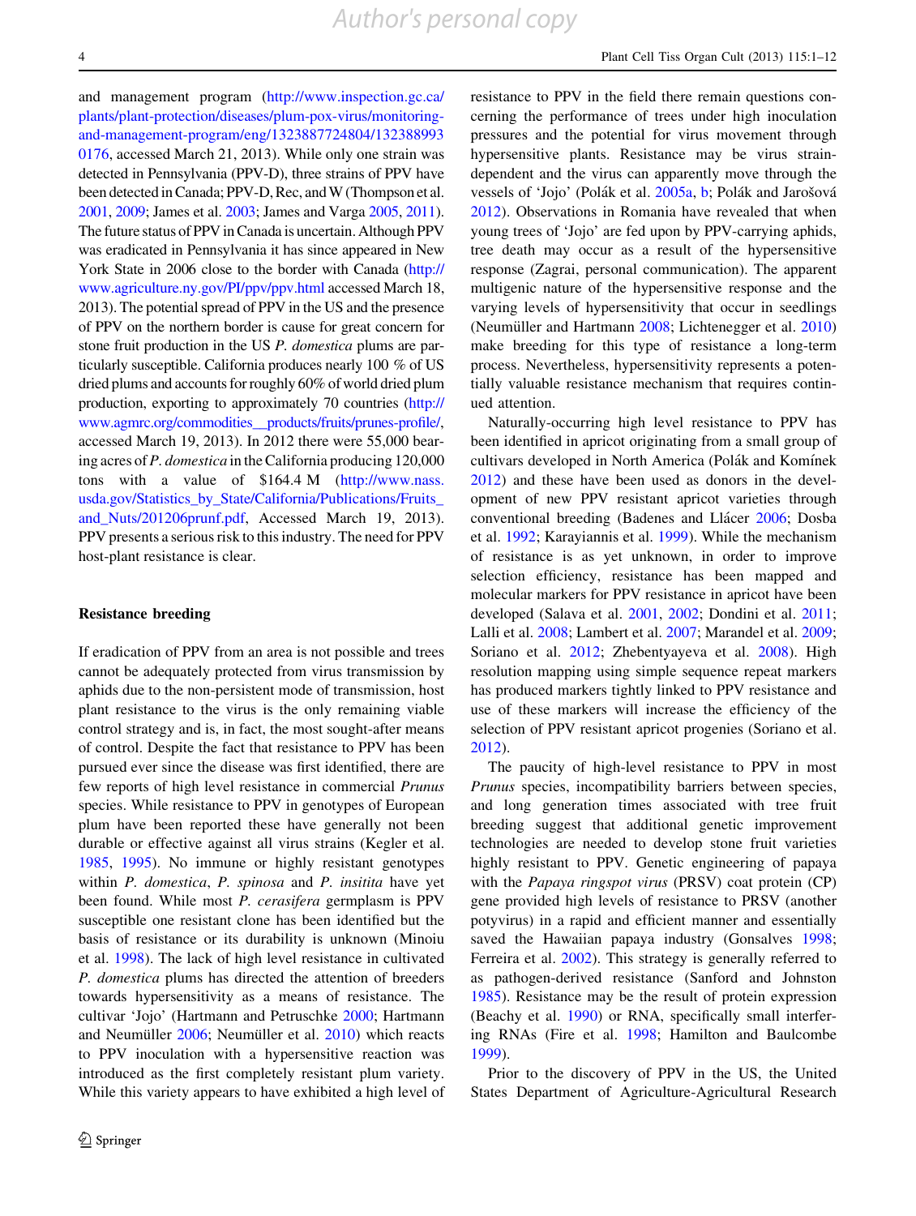and management program (http://www.inspection.gc.ca/plants/plant-protection/diseases/plum-pox-virus/monitoring-and-management-program/eng/1323887724804/1323889930176, accessed March 21, 2013). While only one strain was detected in Pennsylvania (PPV-D), three strains of PPV have been detected in Canada; PPV-D, Rec, and W (Thompson et al. 2001, 2009; James et al. 2003; James and Varga 2005, 2011). The future status of PPV in Canada is uncertain. Although PPV was eradicated in Pennsylvania it has since appeared in New York State in 2006 close to the border with Canada (http://www.agriculture.ny.gov/PI/ppv/ppv.html accessed March 18, 2013). The potential spread of PPV in the US and the presence of PPV on the northern border is cause for great concern for stone fruit production in the US *P. domestica* plums are particularly susceptible. California produces nearly 100 % of US dried plums and accounts for roughly 60% of world dried plum production, exporting to approximately 70 countries (http://www.agmrc.org/commodities__products/fruits/prunes-profile/, accessed March 19, 2013). In 2012 there were 55,000 bearing acres of *P. domestica* in the California producing 120,000 tons with a value of $164.4 M (http://www.nass.usda.gov/Statistics_by_State/California/Publications/Fruits_and_Nuts/201206prunf.pdf, Accessed March 19, 2013). PPV presents a serious risk to this industry. The need for PPV host-plant resistance is clear.

## Resistance breeding

If eradication of PPV from an area is not possible and trees cannot be adequately protected from virus transmission by aphids due to the non-persistent mode of transmission, host plant resistance to the virus is the only remaining viable control strategy and is, in fact, the most sought-after means of control. Despite the fact that resistance to PPV has been pursued ever since the disease was first identified, there are few reports of high level resistance in commercial *Prunus* species. While resistance to PPV in genotypes of European plum have been reported these have generally not been durable or effective against all virus strains (Kegler et al. 1985, 1995). No immune or highly resistant genotypes within *P. domestica*, *P. spinosa* and *P. insitita* have yet been found. While most *P. cerasifera* germplasm is PPV susceptible one resistant clone has been identified but the basis of resistance or its durability is unknown (Minoiu et al. 1998). The lack of high level resistance in cultivated *P. domestica* plums has directed the attention of breeders towards hypersensitivity as a means of resistance. The cultivar 'Jojo' (Hartmann and Petruschke 2000; Hartmann and Neumüller 2006; Neumüller et al. 2010) which reacts to PPV inoculation with a hypersensitive reaction was introduced as the first completely resistant plum variety. While this variety appears to have exhibited a high level of resistance to PPV in the field there remain questions concerning the performance of trees under high inoculation pressures and the potential for virus movement through hypersensitive plants. Resistance may be virus strain-dependent and the virus can apparently move through the vessels of 'Jojo' (Polák et al. 2005a, b; Polák and Jarošová 2012). Observations in Romania have revealed that when young trees of 'Jojo' are fed upon by PPV-carrying aphids, tree death may occur as a result of the hypersensitive response (Zagrai, personal communication). The apparent multigenic nature of the hypersensitive response and the varying levels of hypersensitivity that occur in seedlings (Neumüller and Hartmann 2008; Lichtenegger et al. 2010) make breeding for this type of resistance a long-term process. Nevertheless, hypersensitivity represents a potentially valuable resistance mechanism that requires continued attention.

Naturally-occurring high level resistance to PPV has been identified in apricot originating from a small group of cultivars developed in North America (Polák and Komínek 2012) and these have been used as donors in the development of new PPV resistant apricot varieties through conventional breeding (Badenes and Llácer 2006; Dosba et al. 1992; Karayiannis et al. 1999). While the mechanism of resistance is as yet unknown, in order to improve selection efficiency, resistance has been mapped and molecular markers for PPV resistance in apricot have been developed (Salava et al. 2001, 2002; Dondini et al. 2011; Lalli et al. 2008; Lambert et al. 2007; Marandel et al. 2009; Soriano et al. 2012; Zhebentyayeva et al. 2008). High resolution mapping using simple sequence repeat markers has produced markers tightly linked to PPV resistance and use of these markers will increase the efficiency of the selection of PPV resistant apricot progenies (Soriano et al. 2012).

The paucity of high-level resistance to PPV in most *Prunus* species, incompatibility barriers between species, and long generation times associated with tree fruit breeding suggest that additional genetic improvement technologies are needed to develop stone fruit varieties highly resistant to PPV. Genetic engineering of papaya with the *Papaya ringspot virus* (PRSV) coat protein (CP) gene provided high levels of resistance to PRSV (another potyvirus) in a rapid and efficient manner and essentially saved the Hawaiian papaya industry (Gonsalves 1998; Ferreira et al. 2002). This strategy is generally referred to as pathogen-derived resistance (Sanford and Johnston 1985). Resistance may be the result of protein expression (Beachy et al. 1990) or RNA, specifically small interfering RNAs (Fire et al. 1998; Hamilton and Baulcombe 1999).

Prior to the discovery of PPV in the US, the United States Department of Agriculture-Agricultural Research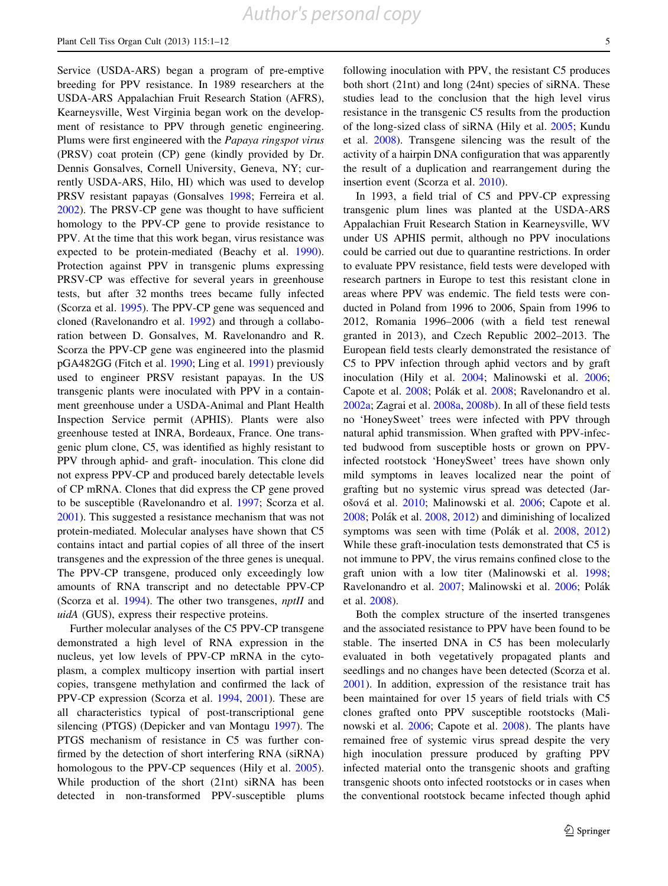Service (USDA-ARS) began a program of pre-emptive breeding for PPV resistance. In 1989 researchers at the USDA-ARS Appalachian Fruit Research Station (AFRS), Kearneysville, West Virginia began work on the development of resistance to PPV through genetic engineering. Plums were first engineered with the *Papaya ringspot virus* (PRSV) coat protein (CP) gene (kindly provided by Dr. Dennis Gonsalves, Cornell University, Geneva, NY; currently USDA-ARS, Hilo, HI) which was used to develop PRSV resistant papayas (Gonsalves 1998; Ferreira et al. 2002). The PRSV-CP gene was thought to have sufficient homology to the PPV-CP gene to provide resistance to PPV. At the time that this work began, virus resistance was expected to be protein-mediated (Beachy et al. 1990). Protection against PPV in transgenic plums expressing PRSV-CP was effective for several years in greenhouse tests, but after 32 months trees became fully infected (Scorza et al. 1995). The PPV-CP gene was sequenced and cloned (Ravelonandro et al. 1992) and through a collaboration between D. Gonsalves, M. Ravelonandro and R. Scorza the PPV-CP gene was engineered into the plasmid pGA482GG (Fitch et al. 1990; Ling et al. 1991) previously used to engineer PRSV resistant papayas. In the US transgenic plants were inoculated with PPV in a containment greenhouse under a USDA-Animal and Plant Health Inspection Service permit (APHIS). Plants were also greenhouse tested at INRA, Bordeaux, France. One transgenic plum clone, C5, was identified as highly resistant to PPV through aphid- and graft- inoculation. This clone did not express PPV-CP and produced barely detectable levels of CP mRNA. Clones that did express the CP gene proved to be susceptible (Ravelonandro et al. 1997; Scorza et al. 2001). This suggested a resistance mechanism that was not protein-mediated. Molecular analyses have shown that C5 contains intact and partial copies of all three of the insert transgenes and the expression of the three genes is unequal. The PPV-CP transgene, produced only exceedingly low amounts of RNA transcript and no detectable PPV-CP (Scorza et al. 1994). The other two transgenes, *nptII* and *uidA* (GUS), express their respective proteins.

Further molecular analyses of the C5 PPV-CP transgene demonstrated a high level of RNA expression in the nucleus, yet low levels of PPV-CP mRNA in the cytoplasm, a complex multicopy insertion with partial insert copies, transgene methylation and confirmed the lack of PPV-CP expression (Scorza et al. 1994, 2001). These are all characteristics typical of post-transcriptional gene silencing (PTGS) (Depicker and van Montagu 1997). The PTGS mechanism of resistance in C5 was further confirmed by the detection of short interfering RNA (siRNA) homologous to the PPV-CP sequences (Hily et al. 2005). While production of the short (21nt) siRNA has been detected in non-transformed PPV-susceptible plums following inoculation with PPV, the resistant C5 produces both short (21nt) and long (24nt) species of siRNA. These studies lead to the conclusion that the high level virus resistance in the transgenic C5 results from the production of the long-sized class of siRNA (Hily et al. 2005; Kundu et al. 2008). Transgene silencing was the result of the activity of a hairpin DNA configuration that was apparently the result of a duplication and rearrangement during the insertion event (Scorza et al. 2010).

In 1993, a field trial of C5 and PPV-CP expressing transgenic plum lines was planted at the USDA-ARS Appalachian Fruit Research Station in Kearneysville, WV under US APHIS permit, although no PPV inoculations could be carried out due to quarantine restrictions. In order to evaluate PPV resistance, field tests were developed with research partners in Europe to test this resistant clone in areas where PPV was endemic. The field tests were conducted in Poland from 1996 to 2006, Spain from 1996 to 2012, Romania 1996–2006 (with a field test renewal granted in 2013), and Czech Republic 2002–2013. The European field tests clearly demonstrated the resistance of C5 to PPV infection through aphid vectors and by graft inoculation (Hily et al. 2004; Malinowski et al. 2006; Capote et al. 2008; Polák et al. 2008; Ravelonandro et al. 2002a; Zagrai et al. 2008a, 2008b). In all of these field tests no 'HoneySweet' trees were infected with PPV through natural aphid transmission. When grafted with PPV-infected budwood from susceptible hosts or grown on PPV-infected rootstock 'HoneySweet' trees have shown only mild symptoms in leaves localized near the point of grafting but no systemic virus spread was detected (Jarošová et al. 2010; Malinowski et al. 2006; Capote et al. 2008; Polák et al. 2008, 2012) and diminishing of localized symptoms was seen with time (Polák et al. 2008, 2012) While these graft-inoculation tests demonstrated that C5 is not immune to PPV, the virus remains confined close to the graft union with a low titer (Malinowski et al. 1998; Ravelonandro et al. 2007; Malinowski et al. 2006; Polák et al. 2008).

Both the complex structure of the inserted transgenes and the associated resistance to PPV have been found to be stable. The inserted DNA in C5 has been molecularly evaluated in both vegetatively propagated plants and seedlings and no changes have been detected (Scorza et al. 2001). In addition, expression of the resistance trait has been maintained for over 15 years of field trials with C5 clones grafted onto PPV susceptible rootstocks (Malinowski et al. 2006; Capote et al. 2008). The plants have remained free of systemic virus spread despite the very high inoculation pressure produced by grafting PPV infected material onto the transgenic shoots and grafting transgenic shoots onto infected rootstocks or in cases when the conventional rootstock became infected though aphid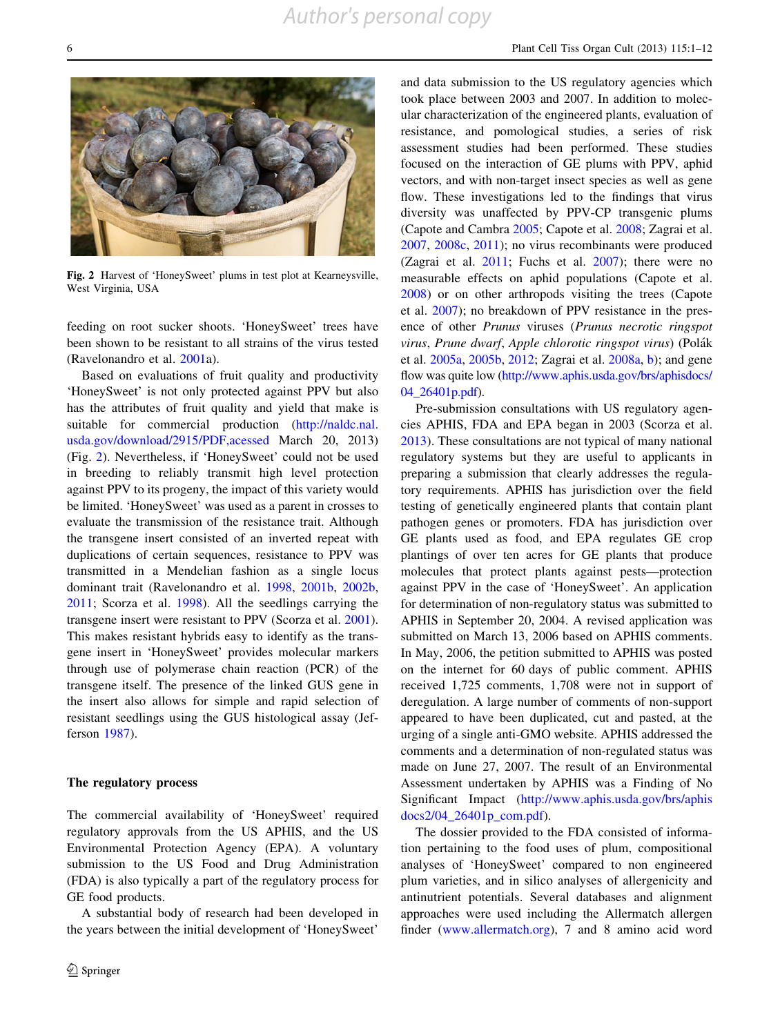Fig. 2 Harvest of 'HoneySweet' plums in test plot at Kearneysville, West Virginia, USA

feeding on root sucker shoots. 'HoneySweet' trees have been shown to be resistant to all strains of the virus tested (Ravelonandro et al. 2001a).

Based on evaluations of fruit quality and productivity 'HoneySweet' is not only protected against PPV but also has the attributes of fruit quality and yield that make is suitable for commercial production (http://naldc.nal.usda.gov/download/2915/PDF,acessed March 20, 2013) (Fig. 2). Nevertheless, if 'HoneySweet' could not be used in breeding to reliably transmit high level protection against PPV to its progeny, the impact of this variety would be limited. 'HoneySweet' was used as a parent in crosses to evaluate the transmission of the resistance trait. Although the transgene insert consisted of an inverted repeat with duplications of certain sequences, resistance to PPV was transmitted in a Mendelian fashion as a single locus dominant trait (Ravelonandro et al. 1998, 2001b, 2002b, 2011; Scorza et al. 1998). All the seedlings carrying the transgene insert were resistant to PPV (Scorza et al. 2001). This makes resistant hybrids easy to identify as the transgene insert in 'HoneySweet' provides molecular markers through use of polymerase chain reaction (PCR) of the transgene itself. The presence of the linked GUS gene in the insert also allows for simple and rapid selection of resistant seedlings using the GUS histological assay (Jefferson 1987).

## The regulatory process

The commercial availability of 'HoneySweet' required regulatory approvals from the US APHIS, and the US Environmental Protection Agency (EPA). A voluntary submission to the US Food and Drug Administration (FDA) is also typically a part of the regulatory process for GE food products.

A substantial body of research had been developed in the years between the initial development of 'HoneySweet' and data submission to the US regulatory agencies which took place between 2003 and 2007. In addition to molecular characterization of the engineered plants, evaluation of resistance, and pomological studies, a series of risk assessment studies had been performed. These studies focused on the interaction of GE plums with PPV, aphid vectors, and with non-target insect species as well as gene flow. These investigations led to the findings that virus diversity was unaffected by PPV-CP transgenic plums (Capote and Cambra 2005; Capote et al. 2008; Zagrai et al. 2007, 2008c, 2011); no virus recombinants were produced (Zagrai et al. 2011; Fuchs et al. 2007); there were no measurable effects on aphid populations (Capote et al. 2008) or on other arthropods visiting the trees (Capote et al. 2007); no breakdown of PPV resistance in the presence of other *Prunus* viruses (*Prunus necrotic ringspot virus*, *Prune dwarf*, *Apple chlorotic ringspot virus*) (Polák et al. 2005a, 2005b, 2012; Zagrai et al. 2008a, b); and gene flow was quite low (http://www.aphis.usda.gov/brs/aphisdocs/04_26401p.pdf).

Pre-submission consultations with US regulatory agencies APHIS, FDA and EPA began in 2003 (Scorza et al. 2013). These consultations are not typical of many national regulatory systems but they are useful to applicants in preparing a submission that clearly addresses the regulatory requirements. APHIS has jurisdiction over the field testing of genetically engineered plants that contain plant pathogen genes or promoters. FDA has jurisdiction over GE plants used as food, and EPA regulates GE crop plantings of over ten acres for GE plants that produce molecules that protect plants against pests—protection against PPV in the case of 'HoneySweet'. An application for determination of non-regulatory status was submitted to APHIS in September 20, 2004. A revised application was submitted on March 13, 2006 based on APHIS comments. In May, 2006, the petition submitted to APHIS was posted on the internet for 60 days of public comment. APHIS received 1,725 comments, 1,708 were not in support of deregulation. A large number of comments of non-support appeared to have been duplicated, cut and pasted, at the urging of a single anti-GMO website. APHIS addressed the comments and a determination of non-regulated status was made on June 27, 2007. The result of an Environmental Assessment undertaken by APHIS was a Finding of No Significant Impact (http://www.aphis.usda.gov/brs/aphisdocs2/04_26401p_com.pdf).

The dossier provided to the FDA consisted of information pertaining to the food uses of plum, compositional analyses of 'HoneySweet' compared to non engineered plum varieties, and in silico analyses of allergenicity and antinutrient potentials. Several databases and alignment approaches were used including the Allermatch allergen finder (www.allermatch.org), 7 and 8 amino acid word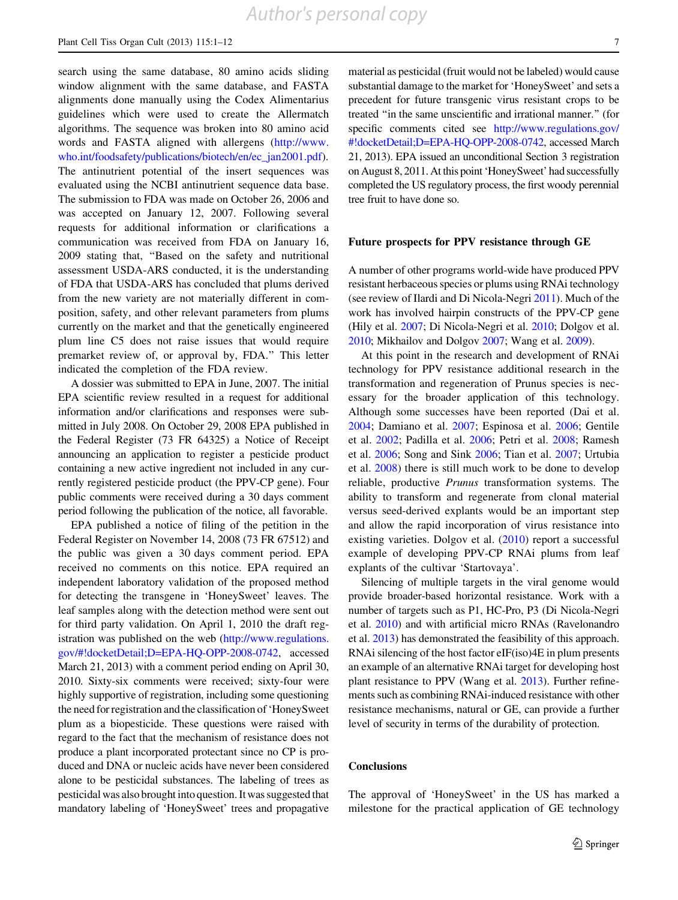search using the same database, 80 amino acids sliding window alignment with the same database, and FASTA alignments done manually using the Codex Alimentarius guidelines which were used to create the Allermatch algorithms. The sequence was broken into 80 amino acid words and FASTA aligned with allergens (http://www.who.int/foodsafety/publications/biotech/en/ec_jan2001.pdf). The antinutrient potential of the insert sequences was evaluated using the NCBI antinutrient sequence data base. The submission to FDA was made on October 26, 2006 and was accepted on January 12, 2007. Following several requests for additional information or clarifications a communication was received from FDA on January 16, 2009 stating that, "Based on the safety and nutritional assessment USDA-ARS conducted, it is the understanding of FDA that USDA-ARS has concluded that plums derived from the new variety are not materially different in composition, safety, and other relevant parameters from plums currently on the market and that the genetically engineered plum line C5 does not raise issues that would require premarket review of, or approval by, FDA." This letter indicated the completion of the FDA review.

A dossier was submitted to EPA in June, 2007. The initial EPA scientific review resulted in a request for additional information and/or clarifications and responses were submitted in July 2008. On October 29, 2008 EPA published in the Federal Register (73 FR 64325) a Notice of Receipt announcing an application to register a pesticide product containing a new active ingredient not included in any currently registered pesticide product (the PPV-CP gene). Four public comments were received during a 30 days comment period following the publication of the notice, all favorable.

EPA published a notice of filing of the petition in the Federal Register on November 14, 2008 (73 FR 67512) and the public was given a 30 days comment period. EPA received no comments on this notice. EPA required an independent laboratory validation of the proposed method for detecting the transgene in 'HoneySweet' leaves. The leaf samples along with the detection method were sent out for third party validation. On April 1, 2010 the draft registration was published on the web (http://www.regulations.gov/#!docketDetail;D=EPA-HQ-OPP-2008-0742, accessed March 21, 2013) with a comment period ending on April 30, 2010. Sixty-six comments were received; sixty-four were highly supportive of registration, including some questioning the need for registration and the classification of 'HoneySweet plum as a biopesticide. These questions were raised with regard to the fact that the mechanism of resistance does not produce a plant incorporated protectant since no CP is produced and DNA or nucleic acids have never been considered alone to be pesticidal substances. The labeling of trees as pesticidal was also brought into question. It was suggested that mandatory labeling of 'HoneySweet' trees and propagative material as pesticidal (fruit would not be labeled) would cause substantial damage to the market for 'HoneySweet' and sets a precedent for future transgenic virus resistant crops to be treated "in the same unscientific and irrational manner." (for specific comments cited see http://www.regulations.gov/#!docketDetail;D=EPA-HQ-OPP-2008-0742, accessed March 21, 2013). EPA issued an unconditional Section 3 registration on August 8, 2011. At this point 'HoneySweet' had successfully completed the US regulatory process, the first woody perennial tree fruit to have done so.

## Future prospects for PPV resistance through GE

A number of other programs world-wide have produced PPV resistant herbaceous species or plums using RNAi technology (see review of Ilardi and Di Nicola-Negri 2011). Much of the work has involved hairpin constructs of the PPV-CP gene (Hily et al. 2007; Di Nicola-Negri et al. 2010; Dolgov et al. 2010; Mikhailov and Dolgov 2007; Wang et al. 2009).

At this point in the research and development of RNAi technology for PPV resistance additional research in the transformation and regeneration of Prunus species is necessary for the broader application of this technology. Although some successes have been reported (Dai et al. 2004; Damiano et al. 2007; Espinosa et al. 2006; Gentile et al. 2002; Padilla et al. 2006; Petri et al. 2008; Ramesh et al. 2006; Song and Sink 2006; Tian et al. 2007; Urtubia et al. 2008) there is still much work to be done to develop reliable, productive *Prunus* transformation systems. The ability to transform and regenerate from clonal material versus seed-derived explants would be an important step and allow the rapid incorporation of virus resistance into existing varieties. Dolgov et al. (2010) report a successful example of developing PPV-CP RNAi plums from leaf explants of the cultivar 'Startovaya'.

Silencing of multiple targets in the viral genome would provide broader-based horizontal resistance. Work with a number of targets such as P1, HC-Pro, P3 (Di Nicola-Negri et al. 2010) and with artificial micro RNAs (Ravelonandro et al. 2013) has demonstrated the feasibility of this approach. RNAi silencing of the host factor eIF(iso)4E in plum presents an example of an alternative RNAi target for developing host plant resistance to PPV (Wang et al. 2013). Further refinements such as combining RNAi-induced resistance with other resistance mechanisms, natural or GE, can provide a further level of security in terms of the durability of protection.

## Conclusions

The approval of 'HoneySweet' in the US has marked a milestone for the practical application of GE technology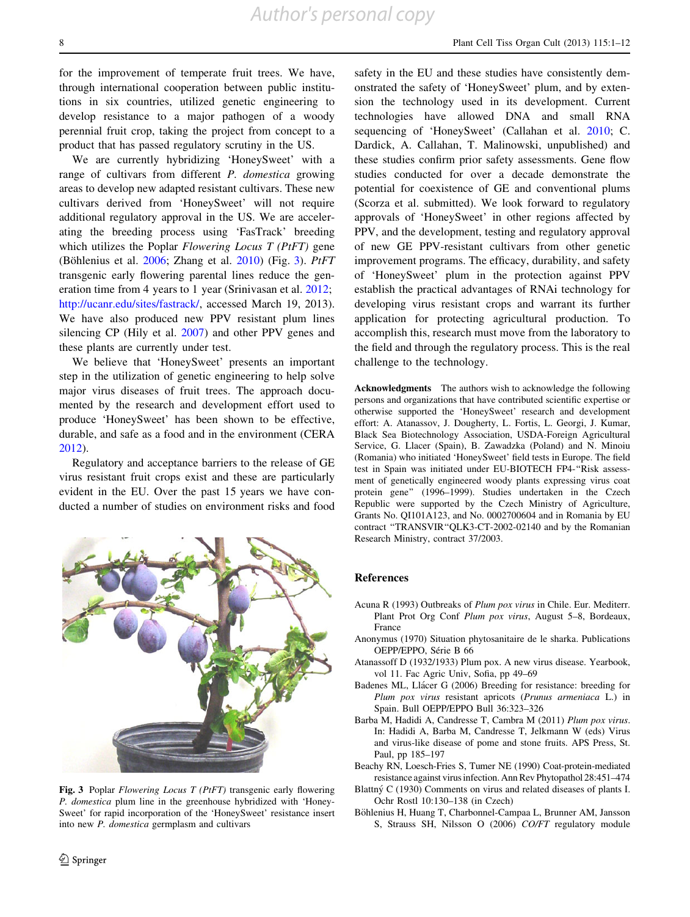for the improvement of temperate fruit trees. We have, through international cooperation between public institutions in six countries, utilized genetic engineering to develop resistance to a major pathogen of a woody perennial fruit crop, taking the project from concept to a product that has passed regulatory scrutiny in the US.

We are currently hybridizing 'HoneySweet' with a range of cultivars from different *P. domestica* growing areas to develop new adapted resistant cultivars. These new cultivars derived from 'HoneySweet' will not require additional regulatory approval in the US. We are accelerating the breeding process using 'FasTrack' breeding which utilizes the Poplar *Flowering Locus T (PtFT)* gene (Böhlenius et al. 2006; Zhang et al. 2010) (Fig. 3). *PtFT* transgenic early flowering parental lines reduce the generation time from 4 years to 1 year (Srinivasan et al. 2012; http://ucanr.edu/sites/fastrack/, accessed March 19, 2013). We have also produced new PPV resistant plum lines silencing CP (Hily et al. 2007) and other PPV genes and these plants are currently under test.

We believe that 'HoneySweet' presents an important step in the utilization of genetic engineering to help solve major virus diseases of fruit trees. The approach documented by the research and development effort used to produce 'HoneySweet' has been shown to be effective, durable, and safe as a food and in the environment (CERA 2012).

Regulatory and acceptance barriers to the release of GE virus resistant fruit crops exist and these are particularly evident in the EU. Over the past 15 years we have conducted a number of studies on environment risks and food

Fig. 3 Poplar *Flowering Locus T (PtFT)* transgenic early flowering *P. domestica* plum line in the greenhouse hybridized with 'HoneySweet' for rapid incorporation of the 'HoneySweet' resistance insert into new *P. domestica* germplasm and cultivars

safety in the EU and these studies have consistently demonstrated the safety of 'HoneySweet' plum, and by extension the technology used in its development. Current technologies have allowed DNA and small RNA sequencing of 'HoneySweet' (Callahan et al. 2010; C. Dardick, A. Callahan, T. Malinowski, unpublished) and these studies confirm prior safety assessments. Gene flow studies conducted for over a decade demonstrate the potential for coexistence of GE and conventional plums (Scorza et al. submitted). We look forward to regulatory approvals of 'HoneySweet' in other regions affected by PPV, and the development, testing and regulatory approval of new GE PPV-resistant cultivars from other genetic improvement programs. The efficacy, durability, and safety of 'HoneySweet' plum in the protection against PPV establish the practical advantages of RNAi technology for developing virus resistant crops and warrant its further application for protecting agricultural production. To accomplish this, research must move from the laboratory to the field and through the regulatory process. This is the real challenge to the technology.

**Acknowledgments** The authors wish to acknowledge the following persons and organizations that have contributed scientific expertise or otherwise supported the 'HoneySweet' research and development effort: A. Atanassov, J. Dougherty, L. Fortis, L. Georgi, J. Kumar, Black Sea Biotechnology Association, USDA-Foreign Agricultural Service, G. Llacer (Spain), B. Zawadzka (Poland) and N. Minoiu (Romania) who initiated 'HoneySweet' field tests in Europe. The field test in Spain was initiated under EU-BIOTECH FP4-"Risk assessment of genetically engineered woody plants expressing virus coat protein gene" (1996–1999). Studies undertaken in the Czech Republic were supported by the Czech Ministry of Agriculture, Grants No. QI101A123, and No. 0002700604 and in Romania by EU contract "TRANSVIR"QLK3-CT-2002-02140 and by the Romanian Research Ministry, contract 37/2003.

## References

Acuna R (1993) Outbreaks of *Plum pox virus* in Chile. Eur. Mediterr. Plant Prot Org Conf *Plum pox virus*, August 5–8, Bordeaux, France

Anonymus (1970) Situation phytosanitaire de le sharka. Publications OEPP/EPPO, Série B 66

Atanassoff D (1932/1933) Plum pox. A new virus disease. Yearbook, vol 11. Fac Agric Univ, Sofia, pp 49–69

Badenes ML, Llácer G (2006) Breeding for resistance: breeding for *Plum pox virus* resistant apricots (*Prunus armeniaca* L.) in Spain. Bull OEPP/EPPO Bull 36:323–326

Barba M, Hadidi A, Candresse T, Cambra M (2011) *Plum pox virus*. In: Hadidi A, Barba M, Candresse T, Jelkmann W (eds) Virus and virus-like disease of pome and stone fruits. APS Press, St. Paul, pp 185–197

Beachy RN, Loesch-Fries S, Tumer NE (1990) Coat-protein-mediated resistance against virus infection. Ann Rev Phytopathol 28:451–474

Blattný C (1930) Comments on virus and related diseases of plants I. Ochr Rostl 10:130–138 (in Czech)

Böhlenius H, Huang T, Charbonnel-Campaa L, Brunner AM, Jansson S, Strauss SH, Nilsson O (2006) *CO/FT* regulatory module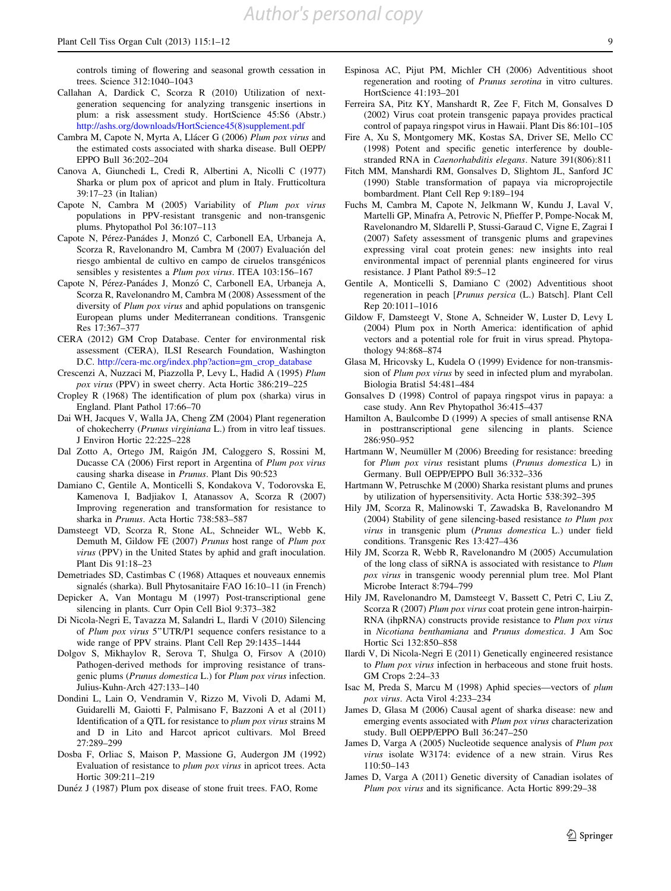controls timing of flowering and seasonal growth cessation in trees. Science 312:1040–1043

Callahan A, Dardick C, Scorza R (2010) Utilization of next-generation sequencing for analyzing transgenic insertions in plum: a risk assessment study. HortScience 45:S6 (Abstr.) http://ashs.org/downloads/HortScience45(8)supplement.pdf

Cambra M, Capote N, Myrta A, Llácer G (2006) *Plum pox virus* and the estimated costs associated with sharka disease. Bull OEPP/EPPO Bull 36:202–204

Canova A, Giunchedi L, Credi R, Albertini A, Nicolli C (1977) Sharka or plum pox of apricot and plum in Italy. Frutticoltura 39:17–23 (in Italian)

Capote N, Cambra M (2005) Variability of *Plum pox virus* populations in PPV-resistant transgenic and non-transgenic plums. Phytopathol Pol 36:107–113

Capote N, Pérez-Panádes J, Monzó C, Carbonell EA, Urbaneja A, Scorza R, Ravelonandro M, Cambra M (2007) Evaluación del riesgo ambiental de cultivo en campo de ciruelos transgénicos sensibles y resistentes a *Plum pox virus*. ITEA 103:156–167

Capote N, Pérez-Panádes J, Monzó C, Carbonell EA, Urbaneja A, Scorza R, Ravelonandro M, Cambra M (2008) Assessment of the diversity of *Plum pox virus* and aphid populations on transgenic European plums under Mediterranean conditions. Transgenic Res 17:367–377

CERA (2012) GM Crop Database. Center for environmental risk assessment (CERA), ILSI Research Foundation, Washington D.C. http://cera-mc.org/index.php?action=gm_crop_database

Crescenzi A, Nuzzaci M, Piazzolla P, Levy L, Hadid A (1995) *Plum pox virus* (PPV) in sweet cherry. Acta Hortic 386:219–225

Cropley R (1968) The identification of plum pox (sharka) virus in England. Plant Pathol 17:66–70

Dai WH, Jacques V, Walla JA, Cheng ZM (2004) Plant regeneration of chokecherry (*Prunus virginiana* L.) from in vitro leaf tissues. J Environ Hortic 22:225–228

Dal Zotto A, Ortego JM, Raigón JM, Caloggero S, Rossini M, Ducasse CA (2006) First report in Argentina of *Plum pox virus* causing sharka disease in *Prunus*. Plant Dis 90:523

Damiano C, Gentile A, Monticelli S, Kondakova V, Todorovska E, Kamenova I, Badjiakov I, Atanassov A, Scorza R (2007) Improving regeneration and transformation for resistance to sharka in *Prunus*. Acta Hortic 738:583–587

Damsteegt VD, Scorza R, Stone AL, Schneider WL, Webb K, Demuth M, Gildow FE (2007) *Prunus* host range of *Plum pox virus* (PPV) in the United States by aphid and graft inoculation. Plant Dis 91:18–23

Demetriades SD, Castimbas C (1968) Attaques et nouveaux ennemis signalés (sharka). Bull Phytosanitaire FAO 16:10–11 (in French)

Depicker A, Van Montagu M (1997) Post-transcriptional gene silencing in plants. Curr Opin Cell Biol 9:373–382

Di Nicola-Negri E, Tavazza M, Salandri L, Ilardi V (2010) Silencing of *Plum pox virus* 5''UTR/P1 sequence confers resistance to a wide range of PPV strains. Plant Cell Rep 29:1435–1444

Dolgov S, Mikhaylov R, Serova T, Shulga O, Firsov A (2010) Pathogen-derived methods for improving resistance of transgenic plums (*Prunus domestica* L.) for *Plum pox virus* infection. Julius-Kuhn-Arch 427:133–140

Dondini L, Lain O, Vendramin V, Rizzo M, Vivoli D, Adami M, Guidarelli M, Gaiotti F, Palmisano F, Bazzoni A et al (2011) Identification of a QTL for resistance to *plum pox virus* strains M and D in Lito and Harcot apricot cultivars. Mol Breed 27:289–299

Dosba F, Orliac S, Maison P, Massione G, Audergon JM (1992) Evaluation of resistance to *plum pox virus* in apricot trees. Acta Hortic 309:211–219

Dunéz J (1987) Plum pox disease of stone fruit trees. FAO, Rome

Espinosa AC, Pijut PM, Michler CH (2006) Adventitious shoot regeneration and rooting of *Prunus serotina* in vitro cultures. HortScience 41:193–201

Ferreira SA, Pitz KY, Manshardt R, Zee F, Fitch M, Gonsalves D (2002) Virus coat protein transgenic papaya provides practical control of papaya ringspot virus in Hawaii. Plant Dis 86:101–105

Fire A, Xu S, Montgomery MK, Kostas SA, Driver SE, Mello CC (1998) Potent and specific genetic interference by double-stranded RNA in *Caenorhabditis elegans*. Nature 391(806):811

Fitch MM, Manshardi RM, Gonsalves D, Slighton JL, Sanford JC (1990) Stable transformation of papaya via microprojectile bombardment. Plant Cell Rep 9:189–194

Fuchs M, Cambra M, Capote N, Jelkmann W, Kundu J, Laval V, Martelli GP, Minafra A, Petrovic N, Pfieffer P, Pompe-Nocak M, Ravelonandro M, Sldarelli P, Stussi-Garaud C, Vigne E, Zagrai I (2007) Safety assessment of transgenic plums and grapevines expressing viral coat protein genes: new insights into real environmental impact of perennial plants engineered for virus resistance. J Plant Pathol 89:5–12

Gentile A, Monticelli S, Damiano C (2002) Adventitious shoot regeneration in peach [*Prunus persica* (L.) Batsch]. Plant Cell Rep 20:1011–1016

Gildow F, Damsteegt V, Stone A, Schneider W, Luster D, Levy L (2004) Plum pox in North America: identification of aphid vectors and a potential role for fruit in virus spread. Phytopathology 94:868–874

Glasa M, Hricovsky L, Kudela O (1999) Evidence for non-transmission of *Plum pox virus* by seed in infected plum and myrabolan. Biologia Bratisl 54:481–484

Gonsalves D (1998) Control of papaya ringspot virus in papaya: a case study. Ann Rev Phytopathol 36:415–437

Hamilton A, Baulcombe D (1999) A species of small antisense RNA in posttranscriptional gene silencing in plants. Science 286:950–952

Hartmann W, Neumüller M (2006) Breeding for resistance: breeding for *Plum pox virus* resistant plums (*Prunus domestica* L) in Germany. Bull OEPP/EPPO Bull 36:332–336

Hartmann W, Petruschke M (2000) Sharka resistant plums and prunes by utilization of hypersensitivity. Acta Hortic 538:392–395

Hily JM, Scorza R, Malinowski T, Zawadska B, Ravelonandro M (2004) Stability of gene silencing-based resistance *to Plum pox virus* in transgenic plum (*Prunus domestica* L.) under field conditions. Transgenic Res 13:427–436

Hily JM, Scorza R, Webb R, Ravelonandro M (2005) Accumulation of the long class of siRNA is associated with resistance to *Plum pox virus* in transgenic woody perennial plum tree. Mol Plant Microbe Interact 8:794–799

Hily JM, Ravelonandro M, Damsteegt V, Bassett C, Petri C, Liu Z, Scorza R (2007) *Plum pox virus* coat protein gene intron-hairpin-RNA (ihpRNA) constructs provide resistance to *Plum pox virus* in *Nicotiana benthamiana* and *Prunus domestica*. J Am Soc Hortic Sci 132:850–858

Ilardi V, Di Nicola-Negri E (2011) Genetically engineered resistance to *Plum pox virus* infection in herbaceous and stone fruit hosts. GM Crops 2:24–33

Isac M, Preda S, Marcu M (1998) Aphid species—vectors of *plum pox virus*. Acta Virol 4:233–234

James D, Glasa M (2006) Causal agent of sharka disease: new and emerging events associated with *Plum pox virus* characterization study. Bull OEPP/EPPO Bull 36:247–250

James D, Varga A (2005) Nucleotide sequence analysis of *Plum pox virus* isolate W3174: evidence of a new strain. Virus Res 110:50–143

James D, Varga A (2011) Genetic diversity of Canadian isolates of *Plum pox virus* and its significance. Acta Hortic 899:29–38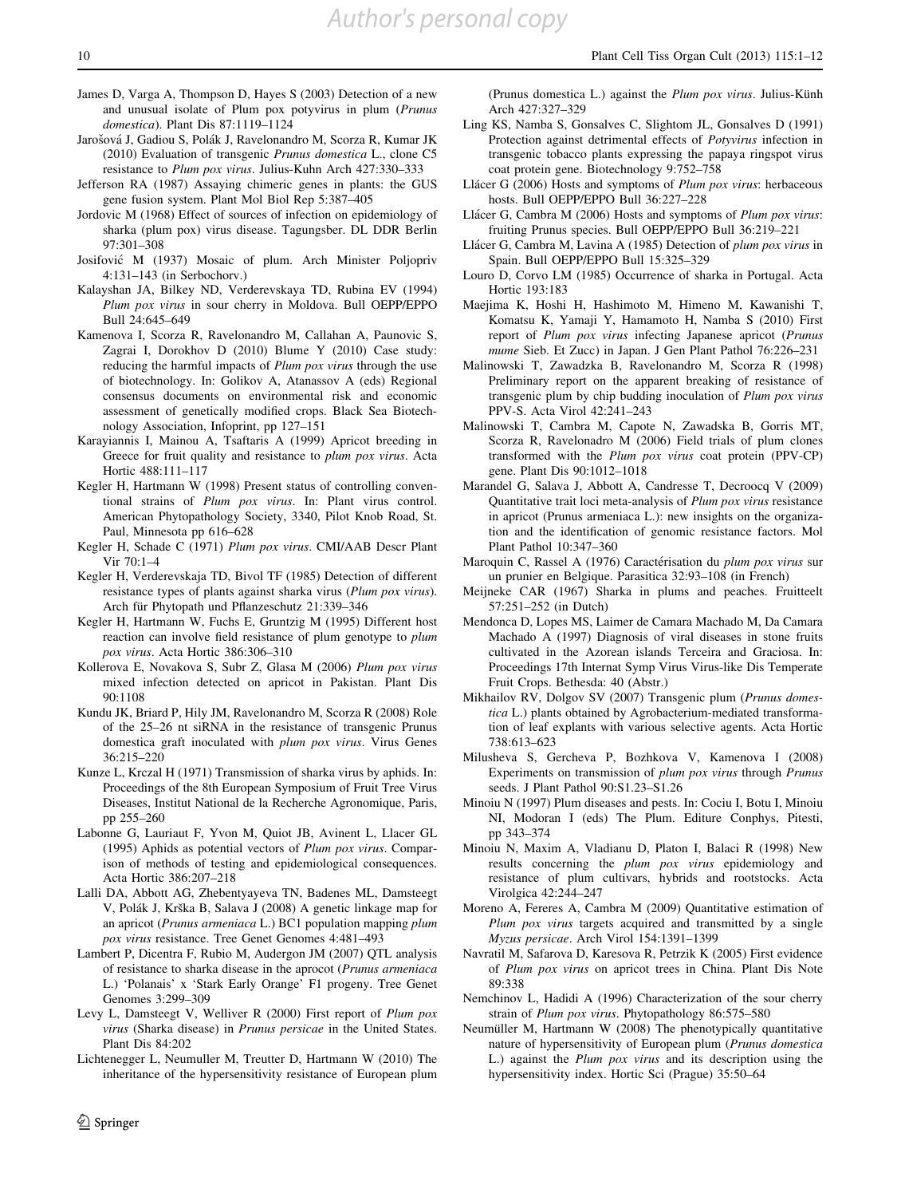James D, Varga A, Thompson D, Hayes S (2003) Detection of a new and unusual isolate of Plum pox potyvirus in plum (*Prunus domestica*). Plant Dis 87:1119–1124

Jarošová J, Gadiou S, Polák J, Ravelonandro M, Scorza R, Kumar JK (2010) Evaluation of transgenic *Prunus domestica* L., clone C5 resistance to *Plum pox virus*. Julius-Kuhn Arch 427:330–333

Jefferson RA (1987) Assaying chimeric genes in plants: the GUS gene fusion system. Plant Mol Biol Rep 5:387–405

Jordovic M (1968) Effect of sources of infection on epidemiology of sharka (plum pox) virus disease. Tagungsber. DL DDR Berlin 97:301–308

Josifović M (1937) Mosaic of plum. Arch Minister Poljopriv 4:131–143 (in Serbochorv.)

Kalayshan JA, Bilkey ND, Verderevskaya TD, Rubina EV (1994) *Plum pox virus* in sour cherry in Moldova. Bull OEPP/EPPO Bull 24:645–649

Kamenova I, Scorza R, Ravelonandro M, Callahan A, Paunovic S, Zagrai I, Dorokhov D (2010) Blume Y (2010) Case study: reducing the harmful impacts of *Plum pox virus* through the use of biotechnology. In: Golikov A, Atanassov A (eds) Regional consensus documents on environmental risk and economic assessment of genetically modified crops. Black Sea Biotechnology Association, Infoprint, pp 127–151

Karayiannis I, Mainou A, Tsaftaris A (1999) Apricot breeding in Greece for fruit quality and resistance to *plum pox virus*. Acta Hortic 488:111–117

Kegler H, Hartmann W (1998) Present status of controlling conventional strains of *Plum pox virus*. In: Plant virus control. American Phytopathology Society, 3340, Pilot Knob Road, St. Paul, Minnesota pp 616–628

Kegler H, Schade C (1971) *Plum pox virus*. CMI/AAB Descr Plant Vir 70:1–4

Kegler H, Verderevskaja TD, Bivol TF (1985) Detection of different resistance types of plants against sharka virus (*Plum pox virus*). Arch für Phytopath und Pflanzeschutz 21:339–346

Kegler H, Hartmann W, Fuchs E, Gruntzig M (1995) Different host reaction can involve field resistance of plum genotype to *plum pox virus*. Acta Hortic 386:306–310

Kollerova E, Novakova S, Subr Z, Glasa M (2006) *Plum pox virus* mixed infection detected on apricot in Pakistan. Plant Dis 90:1108

Kundu JK, Briard P, Hily JM, Ravelonandro M, Scorza R (2008) Role of the 25–26 nt siRNA in the resistance of transgenic Prunus domestica graft inoculated with *plum pox virus*. Virus Genes 36:215–220

Kunze L, Krczal H (1971) Transmission of sharka virus by aphids. In: Proceedings of the 8th European Symposium of Fruit Tree Virus Diseases, Institut National de la Recherche Agronomique, Paris, pp 255–260

Labonne G, Lauriaut F, Yvon M, Quiot JB, Avinent L, Llacer GL (1995) Aphids as potential vectors of *Plum pox virus*. Comparison of methods of testing and epidemiological consequences. Acta Hortic 386:207–218

Lalli DA, Abbott AG, Zhebentyayeva TN, Badenes ML, Damsteegt V, Polák J, Krška B, Salava J (2008) A genetic linkage map for an apricot (*Prunus armeniaca* L.) BC1 population mapping *plum pox virus* resistance. Tree Genet Genomes 4:481–493

Lambert P, Dicentra F, Rubio M, Audergon JM (2007) QTL analysis of resistance to sharka disease in the aprocot (*Prunus armeniaca* L.) 'Polanais' x 'Stark Early Orange' F1 progeny. Tree Genet Genomes 3:299–309

Levy L, Damsteegt V, Welliver R (2000) First report of *Plum pox virus* (Sharka disease) in *Prunus persicae* in the United States. Plant Dis 84:202

Lichtenegger L, Neumuller M, Treutter D, Hartmann W (2010) The inheritance of the hypersensitivity resistance of European plum (Prunus domestica L.) against the *Plum pox virus*. Julius-Kühn Arch 427:327–329

Ling KS, Namba S, Gonsalves C, Slightom JL, Gonsalves D (1991) Protection against detrimental effects of *Potyvirus* infection in transgenic tobacco plants expressing the papaya ringspot virus coat protein gene. Biotechnology 9:752–758

Llácer G (2006) Hosts and symptoms of *Plum pox virus*: herbaceous hosts. Bull OEPP/EPPO Bull 36:227–228

Llácer G, Cambra M (2006) Hosts and symptoms of *Plum pox virus*: fruiting Prunus species. Bull OEPP/EPPO Bull 36:219–221

Llácer G, Cambra M, Lavina A (1985) Detection of *plum pox virus* in Spain. Bull OEPP/EPPO Bull 15:325–329

Louro D, Corvo LM (1985) Occurrence of sharka in Portugal. Acta Hortic 193:183

Maejima K, Hoshi H, Hashimoto M, Himeno M, Kawanishi T, Komatsu K, Yamaji Y, Hamamoto H, Namba S (2010) First report of *Plum pox virus* infecting Japanese apricot (*Prunus mume* Sieb. Et Zucc) in Japan. J Gen Plant Pathol 76:226–231

Malinowski T, Zawadzka B, Ravelonandro M, Scorza R (1998) Preliminary report on the apparent breaking of resistance of transgenic plum by chip budding inoculation of *Plum pox virus* PPV-S. Acta Virol 42:241–243

Malinowski T, Cambra M, Capote N, Zawadska B, Gorris MT, Scorza R, Ravelonadro M (2006) Field trials of plum clones transformed with the *Plum pox virus* coat protein (PPV-CP) gene. Plant Dis 90:1012–1018

Marandel G, Salava J, Abbott A, Candresse T, Decroocq V (2009) Quantitative trait loci meta-analysis of *Plum pox virus* resistance in apricot (Prunus armeniaca L.): new insights on the organization and the identification of genomic resistance factors. Mol Plant Pathol 10:347–360

Maroquin C, Rassel A (1976) Caractérisation du *plum pox virus* sur un prunier en Belgique. Parasitica 32:93–108 (in French)

Meijneke CAR (1967) Sharka in plums and peaches. Fruitteelt 57:251–252 (in Dutch)

Mendonca D, Lopes MS, Laimer de Camara Machado M, Da Camara Machado A (1997) Diagnosis of viral diseases in stone fruits cultivated in the Azorean islands Terceira and Graciosa. In: Proceedings 17th Internat Symp Virus Virus-like Dis Temperate Fruit Crops. Bethesda: 40 (Abstr.)

Mikhailov RV, Dolgov SV (2007) Transgenic plum (*Prunus domestica* L.) plants obtained by Agrobacterium-mediated transformation of leaf explants with various selective agents. Acta Hortic 738:613–623

Milusheva S, Gercheva P, Bozhkova V, Kamenova I (2008) Experiments on transmission of *plum pox virus* through *Prunus* seeds. J Plant Pathol 90:S1.23–S1.26

Minoiu N (1997) Plum diseases and pests. In: Cociu I, Botu I, Minoiu NI, Modoran I (eds) The Plum. Editure Conphys, Pitesti, pp 343–374

Minoiu N, Maxim A, Vladianu D, Platon I, Balaci R (1998) New results concerning the *plum pox virus* epidemiology and resistance of plum cultivars, hybrids and rootstocks. Acta Virolgica 42:244–247

Moreno A, Fereres A, Cambra M (2009) Quantitative estimation of *Plum pox virus* targets acquired and transmitted by a single *Myzus persicae*. Arch Virol 154:1391–1399

Navratil M, Safarova D, Karesova R, Petrzik K (2005) First evidence of *Plum pox virus* on apricot trees in China. Plant Dis Note 89:338

Nemchinov L, Hadidi A (1996) Characterization of the sour cherry strain of *Plum pox virus*. Phytopathology 86:575–580

Neumüller M, Hartmann W (2008) The phenotypically quantitative nature of hypersensitivity of European plum (*Prunus domestica* L.) against the *Plum pox virus* and its description using the hypersensitivity index. Hortic Sci (Prague) 35:50–64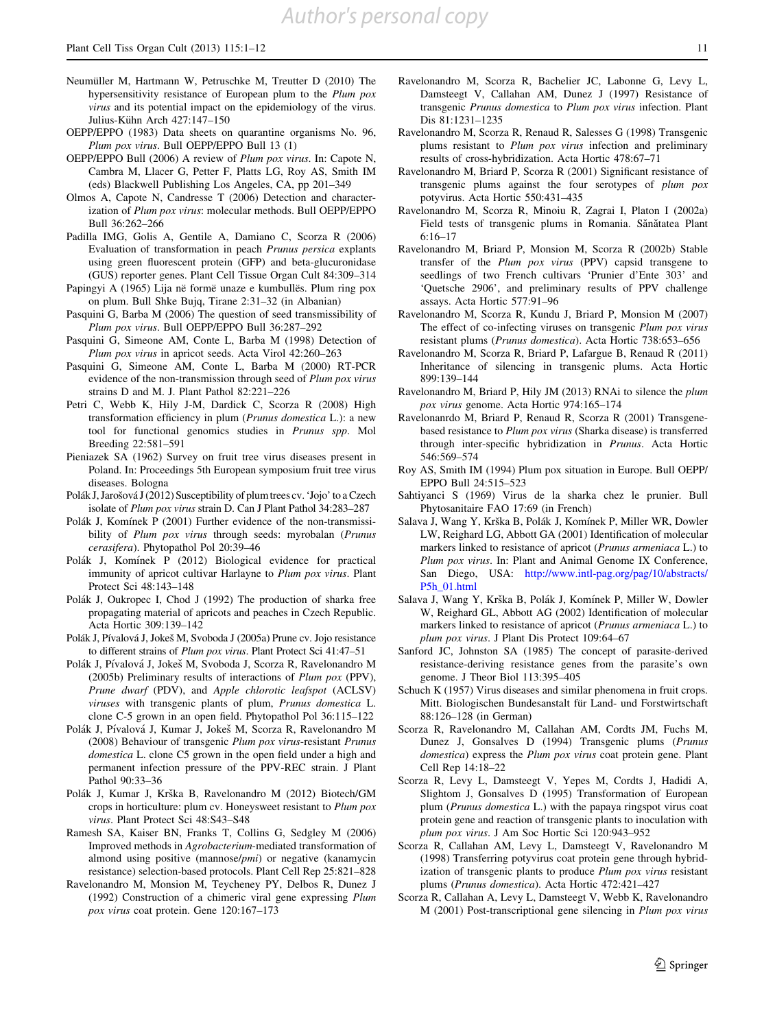Neumüller M, Hartmann W, Petruschke M, Treutter D (2010) The hypersensitivity resistance of European plum to the *Plum pox virus* and its potential impact on the epidemiology of the virus. Julius-Kühn Arch 427:147–150

OEPP/EPPO (1983) Data sheets on quarantine organisms No. 96, *Plum pox virus*. Bull OEPP/EPPO Bull 13 (1)

OEPP/EPPO Bull (2006) A review of *Plum pox virus*. In: Capote N, Cambra M, Llacer G, Petter F, Platts LG, Roy AS, Smith IM (eds) Blackwell Publishing Los Angeles, CA, pp 201–349

Olmos A, Capote N, Candresse T (2006) Detection and characterization of *Plum pox virus*: molecular methods. Bull OEPP/EPPO Bull 36:262–266

Padilla IMG, Golis A, Gentile A, Damiano C, Scorza R (2006) Evaluation of transformation in peach *Prunus persica* explants using green fluorescent protein (GFP) and beta-glucuronidase (GUS) reporter genes. Plant Cell Tissue Organ Cult 84:309–314

Papingyi A (1965) Lija në formë unaze e kumbullës. Plum ring pox on plum. Bull Shke Bujq, Tirane 2:31–32 (in Albanian)

Pasquini G, Barba M (2006) The question of seed transmissibility of *Plum pox virus*. Bull OEPP/EPPO Bull 36:287–292

Pasquini G, Simeone AM, Conte L, Barba M (1998) Detection of *Plum pox virus* in apricot seeds. Acta Virol 42:260–263

Pasquini G, Simeone AM, Conte L, Barba M (2000) RT-PCR evidence of the non-transmission through seed of *Plum pox virus* strains D and M. J. Plant Pathol 82:221–226

Petri C, Webb K, Hily J-M, Dardick C, Scorza R (2008) High transformation efficiency in plum (*Prunus domestica* L.): a new tool for functional genomics studies in *Prunus spp*. Mol Breeding 22:581–591

Pieniazek SA (1962) Survey on fruit tree virus diseases present in Poland. In: Proceedings 5th European symposium fruit tree virus diseases. Bologna

Polák J, Jarošová J (2012) Susceptibility of plum trees cv. 'Jojo' to a Czech isolate of *Plum pox virus* strain D. Can J Plant Pathol 34:283–287

Polák J, Komínek P (2001) Further evidence of the non-transmissibility of *Plum pox virus* through seeds: myrobalan (*Prunus cerasifera*). Phytopathol Pol 20:39–46

Polák J, Komínek P (2012) Biological evidence for practical immunity of apricot cultivar Harlayne to *Plum pox virus*. Plant Protect Sci 48:143–148

Polák J, Oukropec I, Chod J (1992) The production of sharka free propagating material of apricots and peaches in Czech Republic. Acta Hortic 309:139–142

Polák J, Pívalová J, Jokeš M, Svoboda J (2005a) Prune cv. Jojo resistance to different strains of *Plum pox virus*. Plant Protect Sci 41:47–51

Polák J, Pívalová J, Jokeš M, Svoboda J, Scorza R, Ravelonandro M (2005b) Preliminary results of interactions of *Plum pox* (PPV), *Prune dwarf* (PDV), and *Apple chlorotic leafspot* (ACLSV) *viruses* with transgenic plants of plum, *Prunus domestica* L. clone C-5 grown in an open field. Phytopathol Pol 36:115–122

Polák J, Pívalová J, Kumar J, Jokeš M, Scorza R, Ravelonandro M (2008) Behaviour of transgenic *Plum pox virus*-resistant *Prunus domestica* L. clone C5 grown in the open field under a high and permanent infection pressure of the PPV-REC strain. J Plant Pathol 90:33–36

Polák J, Kumar J, Krška B, Ravelonandro M (2012) Biotech/GM crops in horticulture: plum cv. Honeysweet resistant to *Plum pox virus*. Plant Protect Sci 48:S43–S48

Ramesh SA, Kaiser BN, Franks T, Collins G, Sedgley M (2006) Improved methods in *Agrobacterium*-mediated transformation of almond using positive (mannose/*pmi*) or negative (kanamycin resistance) selection-based protocols. Plant Cell Rep 25:821–828

Ravelonandro M, Monsion M, Teycheney PY, Delbos R, Dunez J (1992) Construction of a chimeric viral gene expressing *Plum pox virus* coat protein. Gene 120:167–173

Ravelonandro M, Scorza R, Bachelier JC, Labonne G, Levy L, Damsteegt V, Callahan AM, Dunez J (1997) Resistance of transgenic *Prunus domestica* to *Plum pox virus* infection. Plant Dis 81:1231–1235

Ravelonandro M, Scorza R, Renaud R, Salesses G (1998) Transgenic plums resistant to *Plum pox virus* infection and preliminary results of cross-hybridization. Acta Hortic 478:67–71

Ravelonandro M, Briard P, Scorza R (2001) Significant resistance of transgenic plums against the four serotypes of *plum pox* potyvirus. Acta Hortic 550:431–435

Ravelonandro M, Scorza R, Minoiu R, Zagrai I, Platon I (2002a) Field tests of transgenic plums in Romania. Sănătatea Plant 6:16–17

Ravelonandro M, Briard P, Monsion M, Scorza R (2002b) Stable transfer of the *Plum pox virus* (PPV) capsid transgene to seedlings of two French cultivars 'Prunier d'Ente 303' and 'Quetsche 2906', and preliminary results of PPV challenge assays. Acta Hortic 577:91–96

Ravelonandro M, Scorza R, Kundu J, Briard P, Monsion M (2007) The effect of co-infecting viruses on transgenic *Plum pox virus* resistant plums (*Prunus domestica*). Acta Hortic 738:653–656

Ravelonandro M, Scorza R, Briard P, Lafargue B, Renaud R (2011) Inheritance of silencing in transgenic plums. Acta Hortic 899:139–144

Ravelonandro M, Briard P, Hily JM (2013) RNAi to silence the *plum pox virus* genome. Acta Hortic 974:165–174

Ravelonanrdo M, Briard P, Renaud R, Scorza R (2001) Transgene-based resistance to *Plum pox virus* (Sharka disease) is transferred through inter-specific hybridization in *Prunus*. Acta Hortic 546:569–574

Roy AS, Smith IM (1994) Plum pox situation in Europe. Bull OEPP/EPPO Bull 24:515–523

Sahtiyanci S (1969) Virus de la sharka chez le prunier. Bull Phytosanitaire FAO 17:69 (in French)

Salava J, Wang Y, Krška B, Polák J, Komínek P, Miller WR, Dowler LW, Reighard LG, Abbott GA (2001) Identification of molecular markers linked to resistance of apricot (*Prunus armeniaca* L.) to *Plum pox virus*. In: Plant and Animal Genome IX Conference, San Diego, USA: http://www.intl-pag.org/pag/10/abstracts/P5h_01.html

Salava J, Wang Y, Krška B, Polák J, Komínek P, Miller W, Dowler W, Reighard GL, Abbott AG (2002) Identification of molecular markers linked to resistance of apricot (*Prunus armeniaca* L.) to *plum pox virus*. J Plant Dis Protect 109:64–67

Sanford JC, Johnston SA (1985) The concept of parasite-derived resistance-deriving resistance genes from the parasite's own genome. J Theor Biol 113:395–405

Schuch K (1957) Virus diseases and similar phenomena in fruit crops. Mitt. Biologischen Bundesanstalt für Land- und Forstwirtschaft 88:126–128 (in German)

Scorza R, Ravelonandro M, Callahan AM, Cordts JM, Fuchs M, Dunez J, Gonsalves D (1994) Transgenic plums (*Prunus domestica*) express the *Plum pox virus* coat protein gene. Plant Cell Rep 14:18–22

Scorza R, Levy L, Damsteegt V, Yepes M, Cordts J, Hadidi A, Slightom J, Gonsalves D (1995) Transformation of European plum (*Prunus domestica* L.) with the papaya ringspot virus coat protein gene and reaction of transgenic plants to inoculation with *plum pox virus*. J Am Soc Hortic Sci 120:943–952

Scorza R, Callahan AM, Levy L, Damsteegt V, Ravelonandro M (1998) Transferring potyvirus coat protein gene through hybridization of transgenic plants to produce *Plum pox virus* resistant plums (*Prunus domestica*). Acta Hortic 472:421–427

Scorza R, Callahan A, Levy L, Damsteegt V, Webb K, Ravelonandro M (2001) Post-transcriptional gene silencing in *Plum pox virus*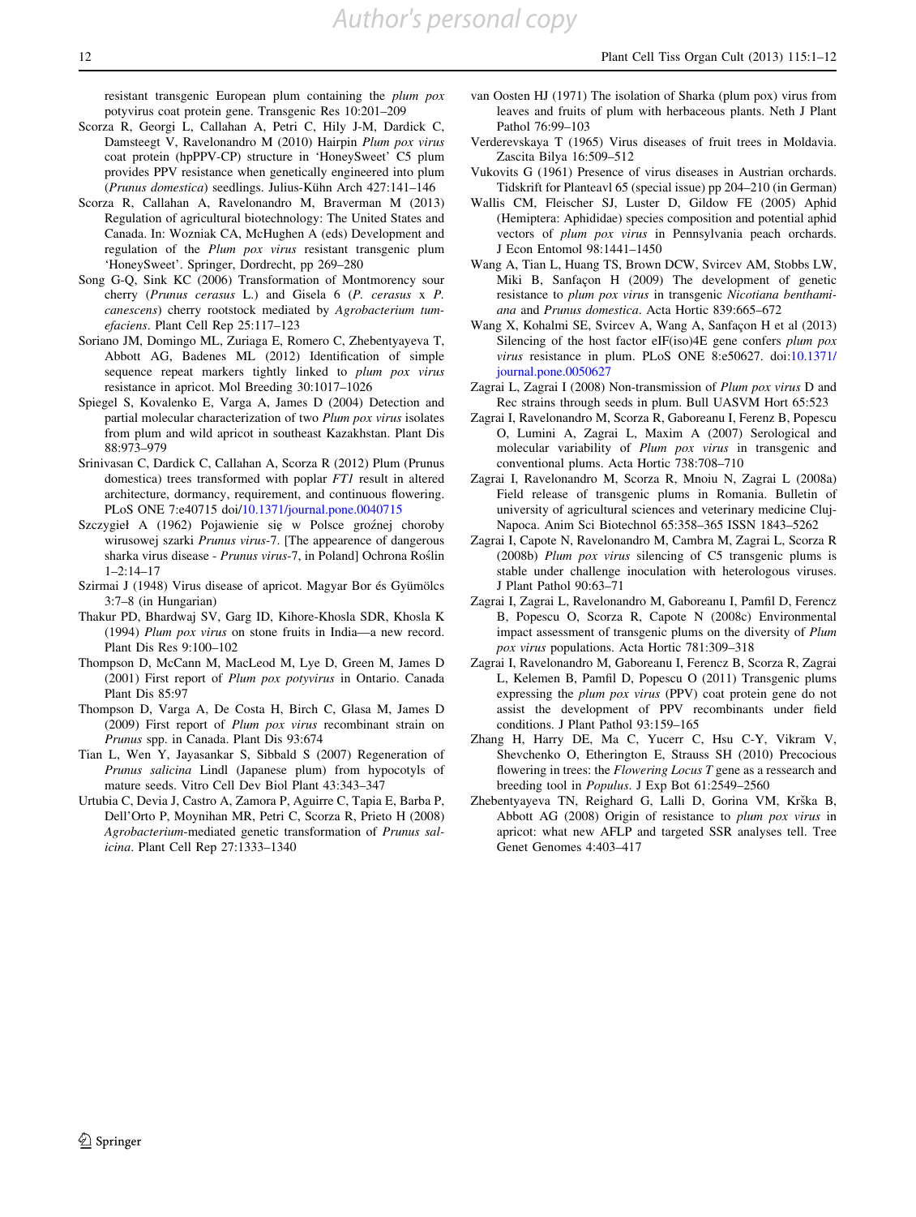resistant transgenic European plum containing the *plum pox* potyvirus coat protein gene. Transgenic Res 10:201–209

Scorza R, Georgi L, Callahan A, Petri C, Hily J-M, Dardick C, Damsteegt V, Ravelonandro M (2010) Hairpin *Plum pox virus* coat protein (hpPPV-CP) structure in 'HoneySweet' C5 plum provides PPV resistance when genetically engineered into plum (*Prunus domestica*) seedlings. Julius-Kühn Arch 427:141–146

Scorza R, Callahan A, Ravelonandro M, Braverman M (2013) Regulation of agricultural biotechnology: The United States and Canada. In: Wozniak CA, McHughen A (eds) Development and regulation of the *Plum pox virus* resistant transgenic plum 'HoneySweet'. Springer, Dordrecht, pp 269–280

Song G-Q, Sink KC (2006) Transformation of Montmorency sour cherry (*Prunus cerasus* L.) and Gisela 6 (*P. cerasus* x *P. canescens*) cherry rootstock mediated by *Agrobacterium tumefaciens*. Plant Cell Rep 25:117–123

Soriano JM, Domingo ML, Zuriaga E, Romero C, Zhebentyayeva T, Abbott AG, Badenes ML (2012) Identification of simple sequence repeat markers tightly linked to *plum pox virus* resistance in apricot. Mol Breeding 30:1017–1026

Spiegel S, Kovalenko E, Varga A, James D (2004) Detection and partial molecular characterization of two *Plum pox virus* isolates from plum and wild apricot in southeast Kazakhstan. Plant Dis 88:973–979

Srinivasan C, Dardick C, Callahan A, Scorza R (2012) Plum (Prunus domestica) trees transformed with poplar *FT1* result in altered architecture, dormancy, requirement, and continuous flowering. PLoS ONE 7:e40715 doi/10.1371/journal.pone.0040715

Szczygieł A (1962) Pojawienie się w Polsce groźnej choroby wirusowej szarki *Prunus virus*-7. [The appearence of dangerous sharka virus disease - *Prunus virus*-7, in Poland] Ochrona Roślin 1–2:14–17

Szirmai J (1948) Virus disease of apricot. Magyar Bor és Gyümölcs 3:7–8 (in Hungarian)

Thakur PD, Bhardwaj SV, Garg ID, Kihore-Khosla SDR, Khosla K (1994) *Plum pox virus* on stone fruits in India—a new record. Plant Dis Res 9:100–102

Thompson D, McCann M, MacLeod M, Lye D, Green M, James D (2001) First report of *Plum pox potyvirus* in Ontario. Canada Plant Dis 85:97

Thompson D, Varga A, De Costa H, Birch C, Glasa M, James D (2009) First report of *Plum pox virus* recombinant strain on *Prunus* spp. in Canada. Plant Dis 93:674

Tian L, Wen Y, Jayasankar S, Sibbald S (2007) Regeneration of *Prunus salicina* Lindl (Japanese plum) from hypocotyls of mature seeds. Vitro Cell Dev Biol Plant 43:343–347

Urtubia C, Devia J, Castro A, Zamora P, Aguirre C, Tapia E, Barba P, Dell'Orto P, Moynihan MR, Petri C, Scorza R, Prieto H (2008) *Agrobacterium*-mediated genetic transformation of *Prunus salicina*. Plant Cell Rep 27:1333–1340

van Oosten HJ (1971) The isolation of Sharka (plum pox) virus from leaves and fruits of plum with herbaceous plants. Neth J Plant Pathol 76:99–103

Verderevskaya T (1965) Virus diseases of fruit trees in Moldavia. Zascita Bilya 16:509–512

Vukovits G (1961) Presence of virus diseases in Austrian orchards. Tidskrift for Planteavl 65 (special issue) pp 204–210 (in German)

Wallis CM, Fleischer SJ, Luster D, Gildow FE (2005) Aphid (Hemiptera: Aphididae) species composition and potential aphid vectors of *plum pox virus* in Pennsylvania peach orchards. J Econ Entomol 98:1441–1450

Wang A, Tian L, Huang TS, Brown DCW, Svircev AM, Stobbs LW, Miki B, Sanfaçon H (2009) The development of genetic resistance to *plum pox virus* in transgenic *Nicotiana benthamiana* and *Prunus domestica*. Acta Hortic 839:665–672

Wang X, Kohalmi SE, Svircev A, Wang A, Sanfaçon H et al (2013) Silencing of the host factor eIF(iso)4E gene confers *plum pox virus* resistance in plum. PLoS ONE 8:e50627. doi:10.1371/journal.pone.0050627

Zagrai L, Zagrai I (2008) Non-transmission of *Plum pox virus* D and Rec strains through seeds in plum. Bull UASVM Hort 65:523

Zagrai I, Ravelonandro M, Scorza R, Gaboreanu I, Ferenz B, Popescu O, Lumini A, Zagrai L, Maxim A (2007) Serological and molecular variability of *Plum pox virus* in transgenic and conventional plums. Acta Hortic 738:708–710

Zagrai I, Ravelonandro M, Scorza R, Mnoiu N, Zagrai L (2008a) Field release of transgenic plums in Romania. Bulletin of university of agricultural sciences and veterinary medicine Cluj-Napoca. Anim Sci Biotechnol 65:358–365 ISSN 1843–5262

Zagrai I, Capote N, Ravelonandro M, Cambra M, Zagrai L, Scorza R (2008b) *Plum pox virus* silencing of C5 transgenic plums is stable under challenge inoculation with heterologous viruses. J Plant Pathol 90:63–71

Zagrai I, Zagrai L, Ravelonandro M, Gaboreanu I, Pamfil D, Ferencz B, Popescu O, Scorza R, Capote N (2008c) Environmental impact assessment of transgenic plums on the diversity of *Plum pox virus* populations. Acta Hortic 781:309–318

Zagrai I, Ravelonandro M, Gaboreanu I, Ferencz B, Scorza R, Zagrai L, Kelemen B, Pamfil D, Popescu O (2011) Transgenic plums expressing the *plum pox virus* (PPV) coat protein gene do not assist the development of PPV recombinants under field conditions. J Plant Pathol 93:159–165

Zhang H, Harry DE, Ma C, Yucerr C, Hsu C-Y, Vikram V, Shevchenko O, Etherington E, Strauss SH (2010) Precocious flowering in trees: the *Flowering Locus T* gene as a ressearch and breeding tool in *Populus*. J Exp Bot 61:2549–2560

Zhebentyayeva TN, Reighard G, Lalli D, Gorina VM, Krška B, Abbott AG (2008) Origin of resistance to *plum pox virus* in apricot: what new AFLP and targeted SSR analyses tell. Tree Genet Genomes 4:403–417